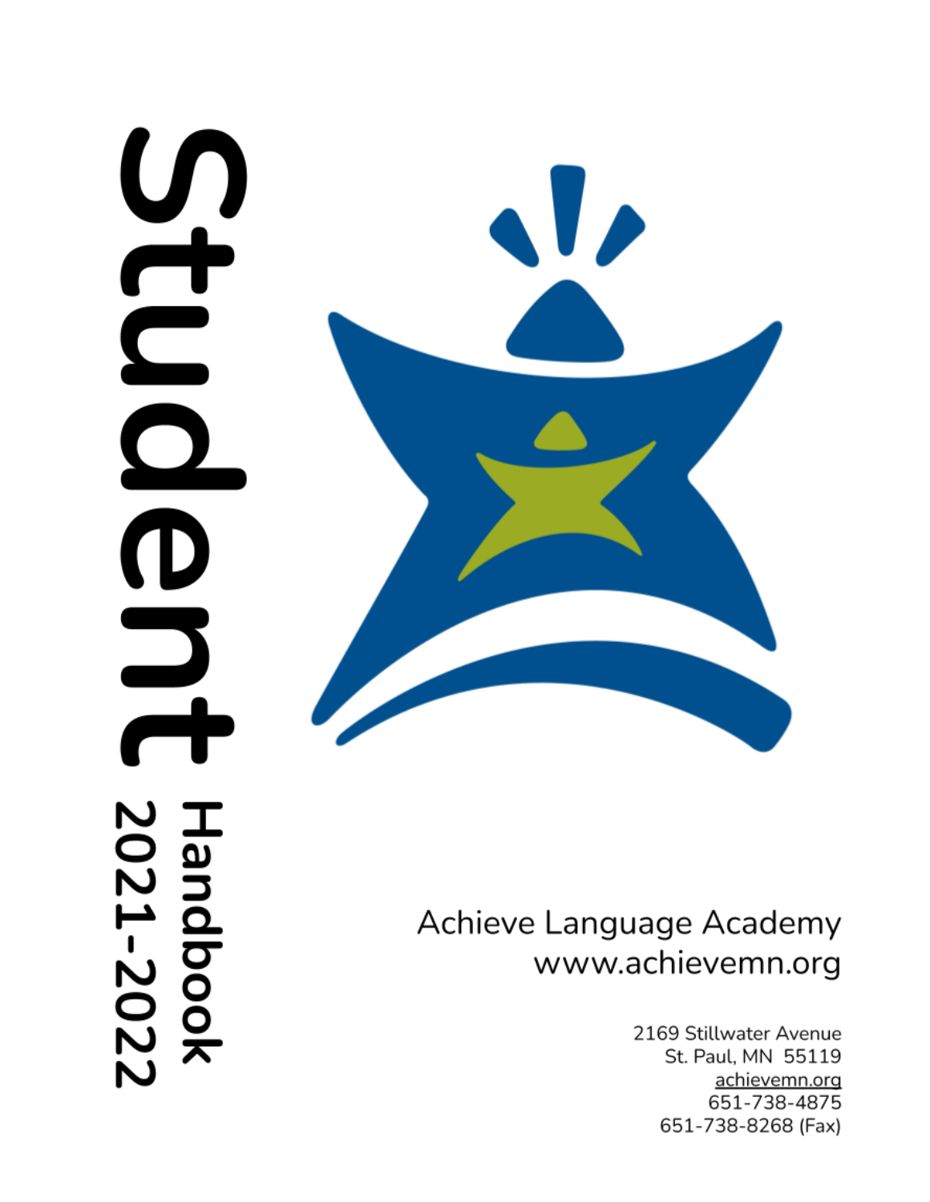# Student Handbook 2021-2022

Achieve Language Academy
www.achievemn.org

2169 Stillwater Avenue
St. Paul, MN 55119
achievemn.org
651-738-4875
651-738-8268 (Fax)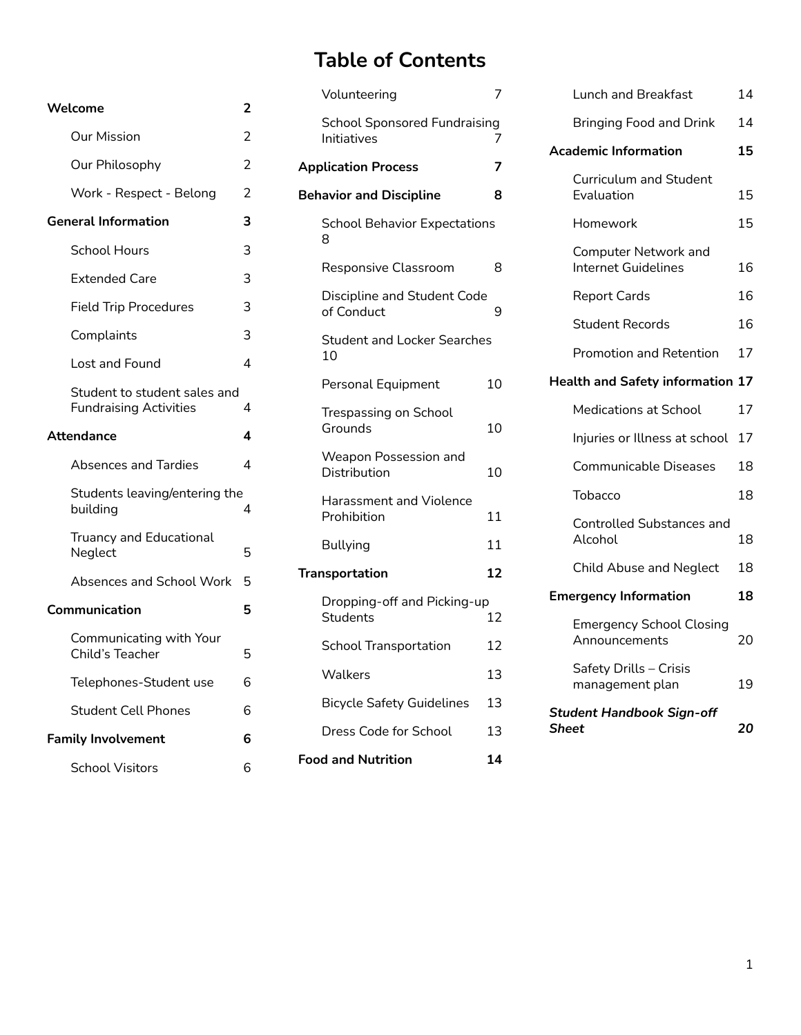# Table of Contents

| | |
|---|---|
| **Welcome** | **2** |
| Our Mission | 2 |
| Our Philosophy | 2 |
| Work - Respect - Belong | 2 |
| **General Information** | **3** |
| School Hours | 3 |
| Extended Care | 3 |
| Field Trip Procedures | 3 |
| Complaints | 3 |
| Lost and Found | 4 |
| Student to student sales and Fundraising Activities | 4 |
| **Attendance** | **4** |
| Absences and Tardies | 4 |
| Students leaving/entering the building | 4 |
| Truancy and Educational Neglect | 5 |
| Absences and School Work | 5 |
| **Communication** | **5** |
| Communicating with Your Child's Teacher | 5 |
| Telephones-Student use | 6 |
| Student Cell Phones | 6 |
| **Family Involvement** | **6** |
| School Visitors | 6 |
| Volunteering | 7 |
| School Sponsored Fundraising Initiatives | 7 |
| **Application Process** | **7** |
| **Behavior and Discipline** | **8** |
| School Behavior Expectations | 8 |
| Responsive Classroom | 8 |
| Discipline and Student Code of Conduct | 9 |
| Student and Locker Searches | 10 |
| Personal Equipment | 10 |
| Trespassing on School Grounds | 10 |
| Weapon Possession and Distribution | 10 |
| Harassment and Violence Prohibition | 11 |
| Bullying | 11 |
| **Transportation** | **12** |
| Dropping-off and Picking-up Students | 12 |
| School Transportation | 12 |
| Walkers | 13 |
| Bicycle Safety Guidelines | 13 |
| Dress Code for School | 13 |
| **Food and Nutrition** | **14** |
| Lunch and Breakfast | 14 |
| Bringing Food and Drink | 14 |
| **Academic Information** | **15** |
| Curriculum and Student Evaluation | 15 |
| Homework | 15 |
| Computer Network and Internet Guidelines | 16 |
| Report Cards | 16 |
| Student Records | 16 |
| Promotion and Retention | 17 |
| **Health and Safety information** | **17** |
| Medications at School | 17 |
| Injuries or Illness at school | 17 |
| Communicable Diseases | 18 |
| Tobacco | 18 |
| Controlled Substances and Alcohol | 18 |
| Child Abuse and Neglect | 18 |
| **Emergency Information** | **18** |
| Emergency School Closing Announcements | 20 |
| Safety Drills – Crisis management plan | 19 |
| ***Student Handbook Sign-off Sheet*** | ***20*** |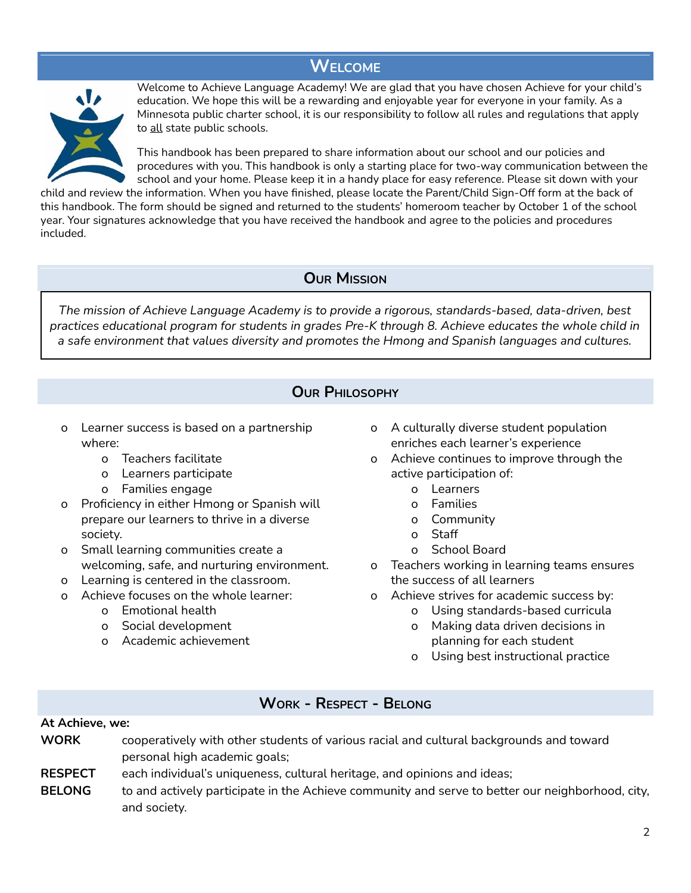## Welcome

Welcome to Achieve Language Academy! We are glad that you have chosen Achieve for your child's education. We hope this will be a rewarding and enjoyable year for everyone in your family. As a Minnesota public charter school, it is our responsibility to follow all rules and regulations that apply to all state public schools.

This handbook has been prepared to share information about our school and our policies and procedures with you. This handbook is only a starting place for two-way communication between the school and your home. Please keep it in a handy place for easy reference. Please sit down with your child and review the information. When you have finished, please locate the Parent/Child Sign-Off form at the back of this handbook. The form should be signed and returned to the students' homeroom teacher by October 1 of the school year. Your signatures acknowledge that you have received the handbook and agree to the policies and procedures included.

## Our Mission

*The mission of Achieve Language Academy is to provide a rigorous, standards-based, data-driven, best practices educational program for students in grades Pre-K through 8. Achieve educates the whole child in a safe environment that values diversity and promotes the Hmong and Spanish languages and cultures.*

## Our Philosophy

- Learner success is based on a partnership where:
  - Teachers facilitate
  - Learners participate
  - Families engage
- Proficiency in either Hmong or Spanish will prepare our learners to thrive in a diverse society.
- Small learning communities create a welcoming, safe, and nurturing environment.
- Learning is centered in the classroom.
- Achieve focuses on the whole learner:
  - Emotional health
  - Social development
  - Academic achievement
- A culturally diverse student population enriches each learner's experience
- Achieve continues to improve through the active participation of:
  - Learners
  - Families
  - Community
  - Staff
  - School Board
- Teachers working in learning teams ensures the success of all learners
- Achieve strives for academic success by:
  - Using standards-based curricula
  - Making data driven decisions in planning for each student
  - Using best instructional practice

## Work - Respect - Belong

**At Achieve, we:**

**WORK** cooperatively with other students of various racial and cultural backgrounds and toward personal high academic goals;

**RESPECT** each individual's uniqueness, cultural heritage, and opinions and ideas;

**BELONG** to and actively participate in the Achieve community and serve to better our neighborhood, city, and society.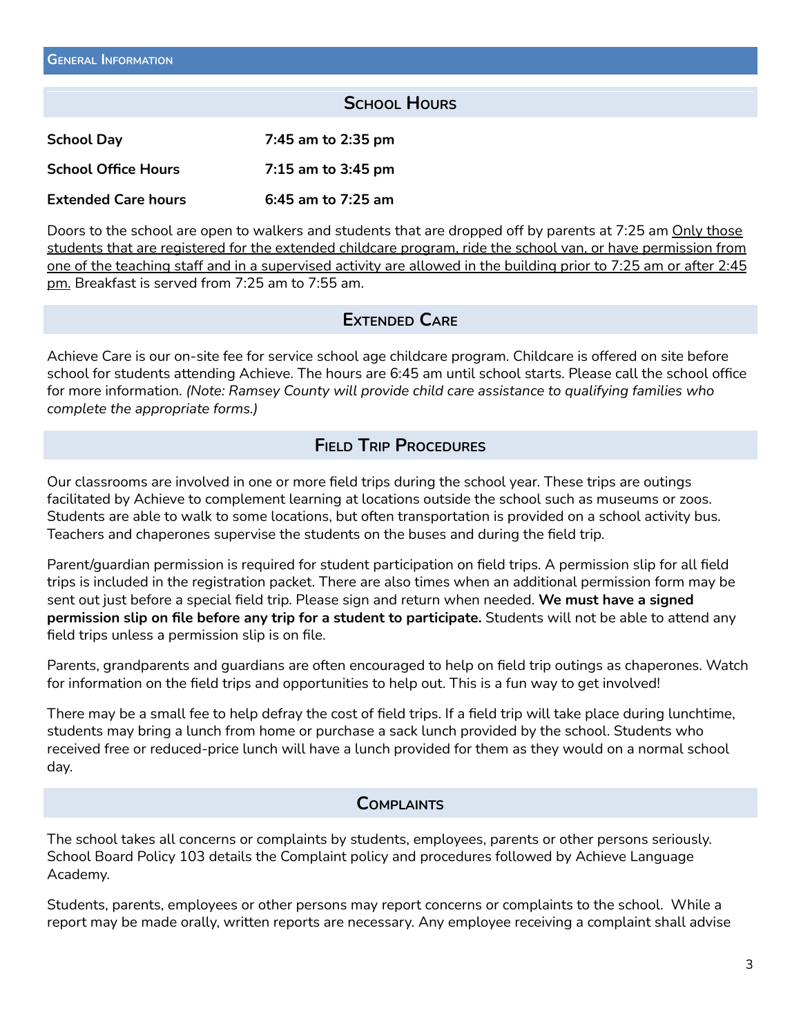## General Information

### School Hours

| | |
|---|---|
| **School Day** | **7:45 am to 2:35 pm** |
| **School Office Hours** | **7:15 am to 3:45 pm** |
| **Extended Care hours** | **6:45 am to 7:25 am** |

Doors to the school are open to walkers and students that are dropped off by parents at 7:25 am Only those students that are registered for the extended childcare program, ride the school van, or have permission from one of the teaching staff and in a supervised activity are allowed in the building prior to 7:25 am or after 2:45 pm. Breakfast is served from 7:25 am to 7:55 am.

### Extended Care

Achieve Care is our on-site fee for service school age childcare program. Childcare is offered on site before school for students attending Achieve. The hours are 6:45 am until school starts. Please call the school office for more information. *(Note: Ramsey County will provide child care assistance to qualifying families who complete the appropriate forms.)*

### Field Trip Procedures

Our classrooms are involved in one or more field trips during the school year. These trips are outings facilitated by Achieve to complement learning at locations outside the school such as museums or zoos. Students are able to walk to some locations, but often transportation is provided on a school activity bus. Teachers and chaperones supervise the students on the buses and during the field trip.

Parent/guardian permission is required for student participation on field trips. A permission slip for all field trips is included in the registration packet. There are also times when an additional permission form may be sent out just before a special field trip. Please sign and return when needed. **We must have a signed permission slip on file before any trip for a student to participate.** Students will not be able to attend any field trips unless a permission slip is on file.

Parents, grandparents and guardians are often encouraged to help on field trip outings as chaperones. Watch for information on the field trips and opportunities to help out. This is a fun way to get involved!

There may be a small fee to help defray the cost of field trips. If a field trip will take place during lunchtime, students may bring a lunch from home or purchase a sack lunch provided by the school. Students who received free or reduced-price lunch will have a lunch provided for them as they would on a normal school day.

### Complaints

The school takes all concerns or complaints by students, employees, parents or other persons seriously. School Board Policy 103 details the Complaint policy and procedures followed by Achieve Language Academy.

Students, parents, employees or other persons may report concerns or complaints to the school. While a report may be made orally, written reports are necessary. Any employee receiving a complaint shall advise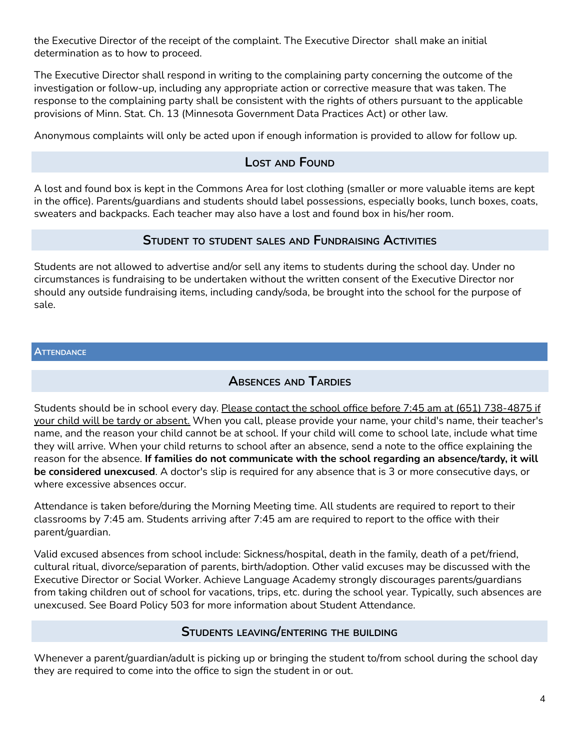the Executive Director of the receipt of the complaint. The Executive Director shall make an initial determination as to how to proceed.

The Executive Director shall respond in writing to the complaining party concerning the outcome of the investigation or follow-up, including any appropriate action or corrective measure that was taken. The response to the complaining party shall be consistent with the rights of others pursuant to the applicable provisions of Minn. Stat. Ch. 13 (Minnesota Government Data Practices Act) or other law.

Anonymous complaints will only be acted upon if enough information is provided to allow for follow up.

### Lost and Found

A lost and found box is kept in the Commons Area for lost clothing (smaller or more valuable items are kept in the office). Parents/guardians and students should label possessions, especially books, lunch boxes, coats, sweaters and backpacks. Each teacher may also have a lost and found box in his/her room.

### Student to student sales and Fundraising Activities

Students are not allowed to advertise and/or sell any items to students during the school day. Under no circumstances is fundraising to be undertaken without the written consent of the Executive Director nor should any outside fundraising items, including candy/soda, be brought into the school for the purpose of sale.

## Attendance

### Absences and Tardies

Students should be in school every day. Please contact the school office before 7:45 am at (651) 738-4875 if your child will be tardy or absent. When you call, please provide your name, your child's name, their teacher's name, and the reason your child cannot be at school. If your child will come to school late, include what time they will arrive. When your child returns to school after an absence, send a note to the office explaining the reason for the absence. **If families do not communicate with the school regarding an absence/tardy, it will be considered unexcused**. A doctor's slip is required for any absence that is 3 or more consecutive days, or where excessive absences occur.

Attendance is taken before/during the Morning Meeting time. All students are required to report to their classrooms by 7:45 am. Students arriving after 7:45 am are required to report to the office with their parent/guardian.

Valid excused absences from school include: Sickness/hospital, death in the family, death of a pet/friend, cultural ritual, divorce/separation of parents, birth/adoption. Other valid excuses may be discussed with the Executive Director or Social Worker. Achieve Language Academy strongly discourages parents/guardians from taking children out of school for vacations, trips, etc. during the school year. Typically, such absences are unexcused. See Board Policy 503 for more information about Student Attendance.

### Students leaving/entering the building

Whenever a parent/guardian/adult is picking up or bringing the student to/from school during the school day they are required to come into the office to sign the student in or out.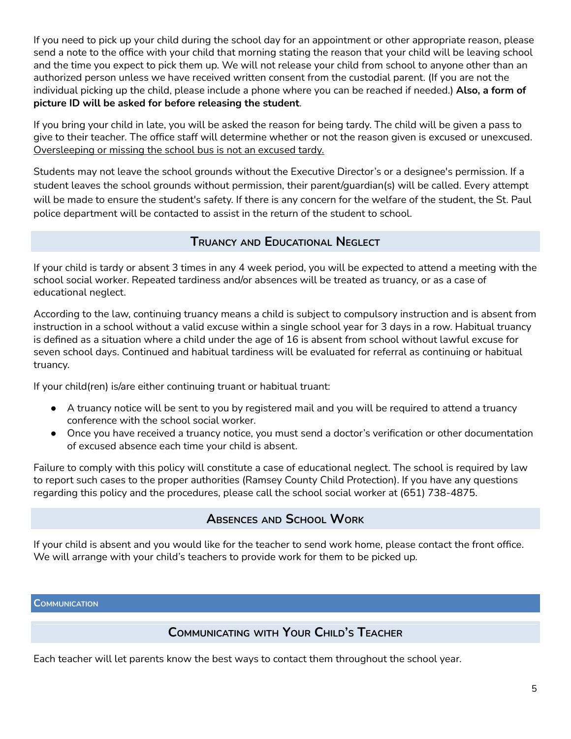If you need to pick up your child during the school day for an appointment or other appropriate reason, please send a note to the office with your child that morning stating the reason that your child will be leaving school and the time you expect to pick them up. We will not release your child from school to anyone other than an authorized person unless we have received written consent from the custodial parent. (If you are not the individual picking up the child, please include a phone where you can be reached if needed.) **Also, a form of picture ID will be asked for before releasing the student**.

If you bring your child in late, you will be asked the reason for being tardy. The child will be given a pass to give to their teacher. The office staff will determine whether or not the reason given is excused or unexcused. Oversleeping or missing the school bus is not an excused tardy.

Students may not leave the school grounds without the Executive Director's or a designee's permission. If a student leaves the school grounds without permission, their parent/guardian(s) will be called. Every attempt will be made to ensure the student's safety. If there is any concern for the welfare of the student, the St. Paul police department will be contacted to assist in the return of the student to school.

### Truancy and Educational Neglect

If your child is tardy or absent 3 times in any 4 week period, you will be expected to attend a meeting with the school social worker. Repeated tardiness and/or absences will be treated as truancy, or as a case of educational neglect.

According to the law, continuing truancy means a child is subject to compulsory instruction and is absent from instruction in a school without a valid excuse within a single school year for 3 days in a row. Habitual truancy is defined as a situation where a child under the age of 16 is absent from school without lawful excuse for seven school days. Continued and habitual tardiness will be evaluated for referral as continuing or habitual truancy.

If your child(ren) is/are either continuing truant or habitual truant:

- A truancy notice will be sent to you by registered mail and you will be required to attend a truancy conference with the school social worker.
- Once you have received a truancy notice, you must send a doctor's verification or other documentation of excused absence each time your child is absent.

Failure to comply with this policy will constitute a case of educational neglect. The school is required by law to report such cases to the proper authorities (Ramsey County Child Protection). If you have any questions regarding this policy and the procedures, please call the school social worker at (651) 738-4875.

### Absences and School Work

If your child is absent and you would like for the teacher to send work home, please contact the front office. We will arrange with your child's teachers to provide work for them to be picked up.

## Communication

### Communicating with Your Child's Teacher

Each teacher will let parents know the best ways to contact them throughout the school year.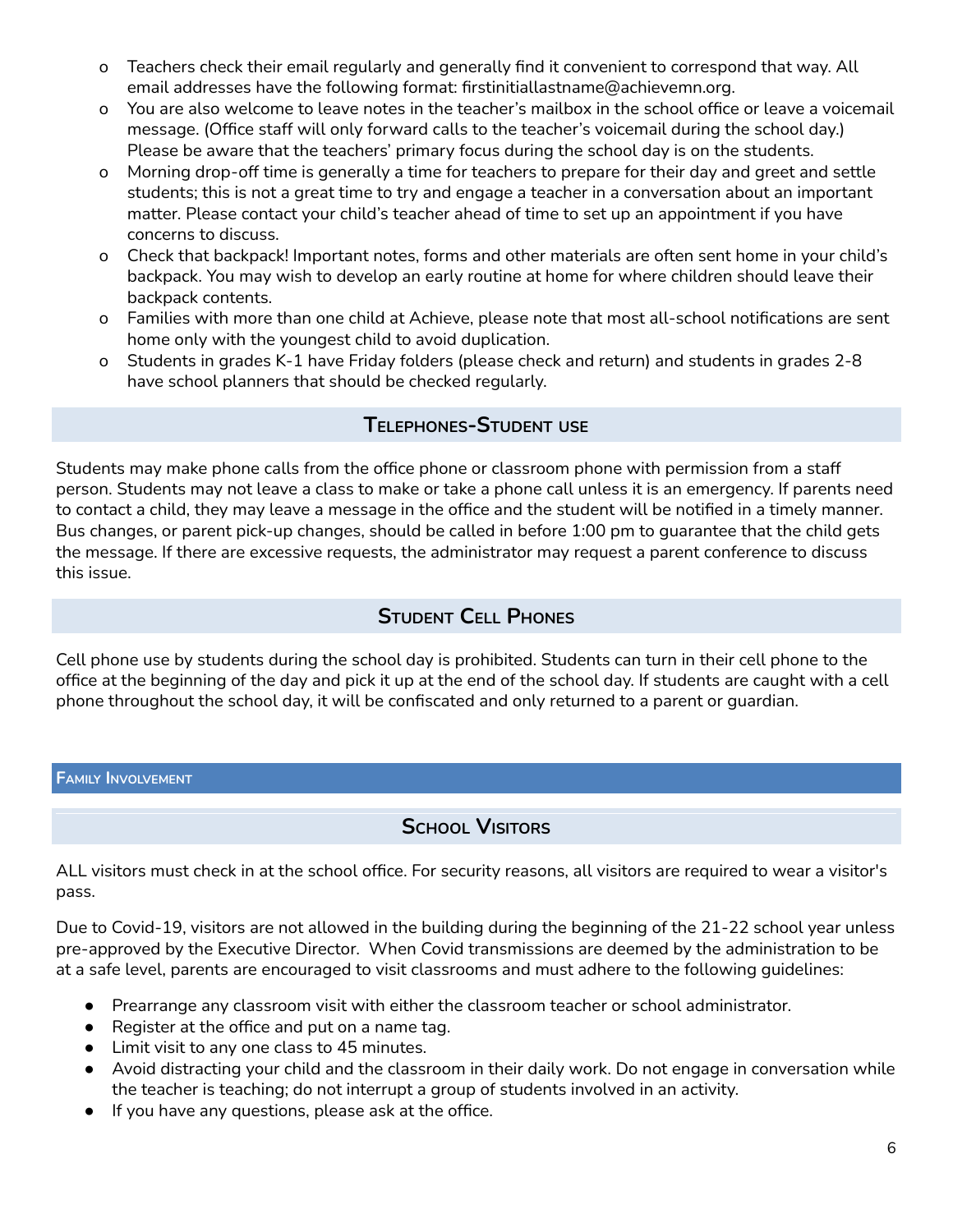- Teachers check their email regularly and generally find it convenient to correspond that way. All email addresses have the following format: firstinitiallastname@achievemn.org.
- You are also welcome to leave notes in the teacher's mailbox in the school office or leave a voicemail message. (Office staff will only forward calls to the teacher's voicemail during the school day.) Please be aware that the teachers' primary focus during the school day is on the students.
- Morning drop-off time is generally a time for teachers to prepare for their day and greet and settle students; this is not a great time to try and engage a teacher in a conversation about an important matter. Please contact your child's teacher ahead of time to set up an appointment if you have concerns to discuss.
- Check that backpack! Important notes, forms and other materials are often sent home in your child's backpack. You may wish to develop an early routine at home for where children should leave their backpack contents.
- Families with more than one child at Achieve, please note that most all-school notifications are sent home only with the youngest child to avoid duplication.
- Students in grades K-1 have Friday folders (please check and return) and students in grades 2-8 have school planners that should be checked regularly.

## Telephones-Student use

Students may make phone calls from the office phone or classroom phone with permission from a staff person. Students may not leave a class to make or take a phone call unless it is an emergency. If parents need to contact a child, they may leave a message in the office and the student will be notified in a timely manner. Bus changes, or parent pick-up changes, should be called in before 1:00 pm to guarantee that the child gets the message. If there are excessive requests, the administrator may request a parent conference to discuss this issue.

## Student Cell Phones

Cell phone use by students during the school day is prohibited. Students can turn in their cell phone to the office at the beginning of the day and pick it up at the end of the school day. If students are caught with a cell phone throughout the school day, it will be confiscated and only returned to a parent or guardian.

# Family Involvement

## School Visitors

ALL visitors must check in at the school office. For security reasons, all visitors are required to wear a visitor's pass.

Due to Covid-19, visitors are not allowed in the building during the beginning of the 21-22 school year unless pre-approved by the Executive Director. When Covid transmissions are deemed by the administration to be at a safe level, parents are encouraged to visit classrooms and must adhere to the following guidelines:

- Prearrange any classroom visit with either the classroom teacher or school administrator.
- Register at the office and put on a name tag.
- Limit visit to any one class to 45 minutes.
- Avoid distracting your child and the classroom in their daily work. Do not engage in conversation while the teacher is teaching; do not interrupt a group of students involved in an activity.
- If you have any questions, please ask at the office.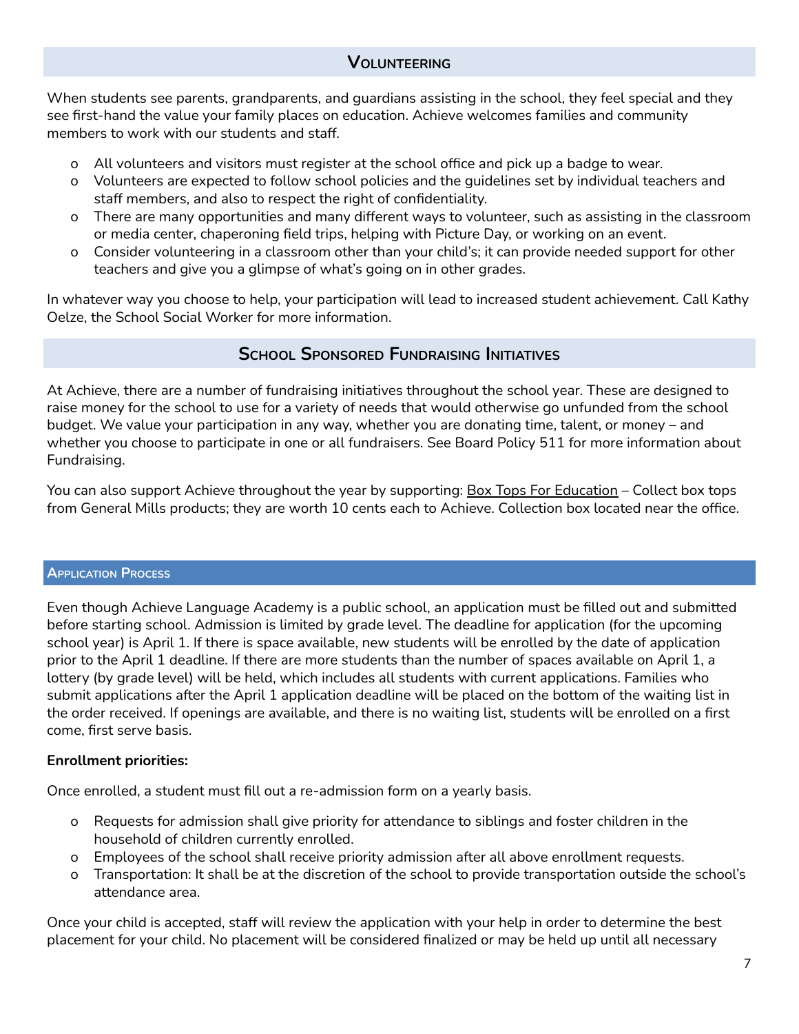## Volunteering

When students see parents, grandparents, and guardians assisting in the school, they feel special and they see first-hand the value your family places on education. Achieve welcomes families and community members to work with our students and staff.

- All volunteers and visitors must register at the school office and pick up a badge to wear.
- Volunteers are expected to follow school policies and the guidelines set by individual teachers and staff members, and also to respect the right of confidentiality.
- There are many opportunities and many different ways to volunteer, such as assisting in the classroom or media center, chaperoning field trips, helping with Picture Day, or working on an event.
- Consider volunteering in a classroom other than your child's; it can provide needed support for other teachers and give you a glimpse of what's going on in other grades.

In whatever way you choose to help, your participation will lead to increased student achievement. Call Kathy Oelze, the School Social Worker for more information.

## School Sponsored Fundraising Initiatives

At Achieve, there are a number of fundraising initiatives throughout the school year. These are designed to raise money for the school to use for a variety of needs that would otherwise go unfunded from the school budget. We value your participation in any way, whether you are donating time, talent, or money – and whether you choose to participate in one or all fundraisers. See Board Policy 511 for more information about Fundraising.

You can also support Achieve throughout the year by supporting: Box Tops For Education – Collect box tops from General Mills products; they are worth 10 cents each to Achieve. Collection box located near the office.

## Application Process

Even though Achieve Language Academy is a public school, an application must be filled out and submitted before starting school. Admission is limited by grade level. The deadline for application (for the upcoming school year) is April 1. If there is space available, new students will be enrolled by the date of application prior to the April 1 deadline. If there are more students than the number of spaces available on April 1, a lottery (by grade level) will be held, which includes all students with current applications. Families who submit applications after the April 1 application deadline will be placed on the bottom of the waiting list in the order received. If openings are available, and there is no waiting list, students will be enrolled on a first come, first serve basis.

**Enrollment priorities:**

Once enrolled, a student must fill out a re-admission form on a yearly basis.

- Requests for admission shall give priority for attendance to siblings and foster children in the household of children currently enrolled.
- Employees of the school shall receive priority admission after all above enrollment requests.
- Transportation: It shall be at the discretion of the school to provide transportation outside the school's attendance area.

Once your child is accepted, staff will review the application with your help in order to determine the best placement for your child. No placement will be considered finalized or may be held up until all necessary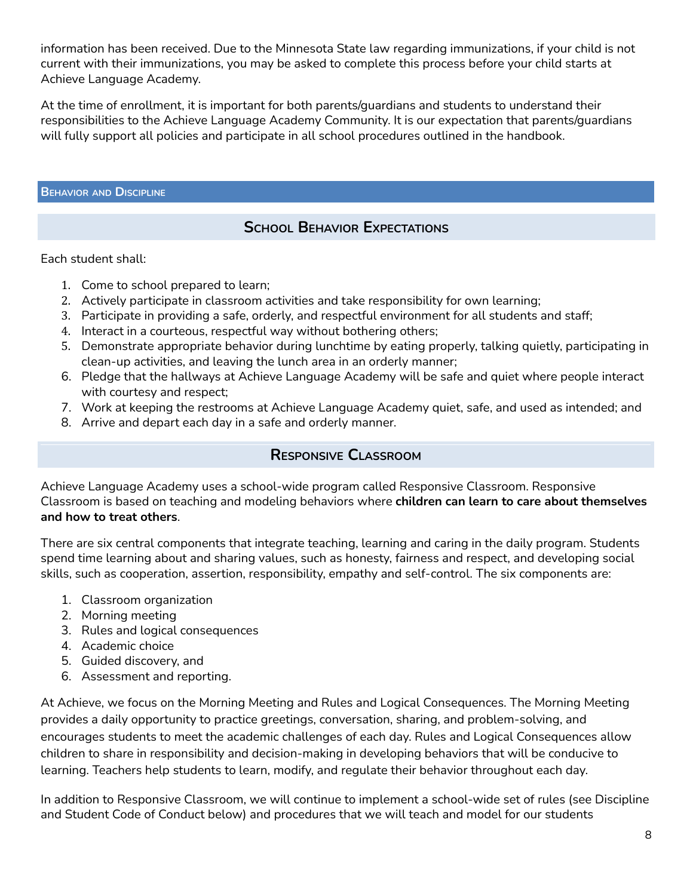information has been received. Due to the Minnesota State law regarding immunizations, if your child is not current with their immunizations, you may be asked to complete this process before your child starts at Achieve Language Academy.

At the time of enrollment, it is important for both parents/guardians and students to understand their responsibilities to the Achieve Language Academy Community. It is our expectation that parents/guardians will fully support all policies and participate in all school procedures outlined in the handbook.

## Behavior and Discipline

### School Behavior Expectations

Each student shall:

1. Come to school prepared to learn;
2. Actively participate in classroom activities and take responsibility for own learning;
3. Participate in providing a safe, orderly, and respectful environment for all students and staff;
4. Interact in a courteous, respectful way without bothering others;
5. Demonstrate appropriate behavior during lunchtime by eating properly, talking quietly, participating in clean-up activities, and leaving the lunch area in an orderly manner;
6. Pledge that the hallways at Achieve Language Academy will be safe and quiet where people interact with courtesy and respect;
7. Work at keeping the restrooms at Achieve Language Academy quiet, safe, and used as intended; and
8. Arrive and depart each day in a safe and orderly manner.

### Responsive Classroom

Achieve Language Academy uses a school-wide program called Responsive Classroom. Responsive Classroom is based on teaching and modeling behaviors where **children can learn to care about themselves and how to treat others**.

There are six central components that integrate teaching, learning and caring in the daily program. Students spend time learning about and sharing values, such as honesty, fairness and respect, and developing social skills, such as cooperation, assertion, responsibility, empathy and self-control. The six components are:

1. Classroom organization
2. Morning meeting
3. Rules and logical consequences
4. Academic choice
5. Guided discovery, and
6. Assessment and reporting.

At Achieve, we focus on the Morning Meeting and Rules and Logical Consequences. The Morning Meeting provides a daily opportunity to practice greetings, conversation, sharing, and problem-solving, and encourages students to meet the academic challenges of each day. Rules and Logical Consequences allow children to share in responsibility and decision-making in developing behaviors that will be conducive to learning. Teachers help students to learn, modify, and regulate their behavior throughout each day.

In addition to Responsive Classroom, we will continue to implement a school-wide set of rules (see Discipline and Student Code of Conduct below) and procedures that we will teach and model for our students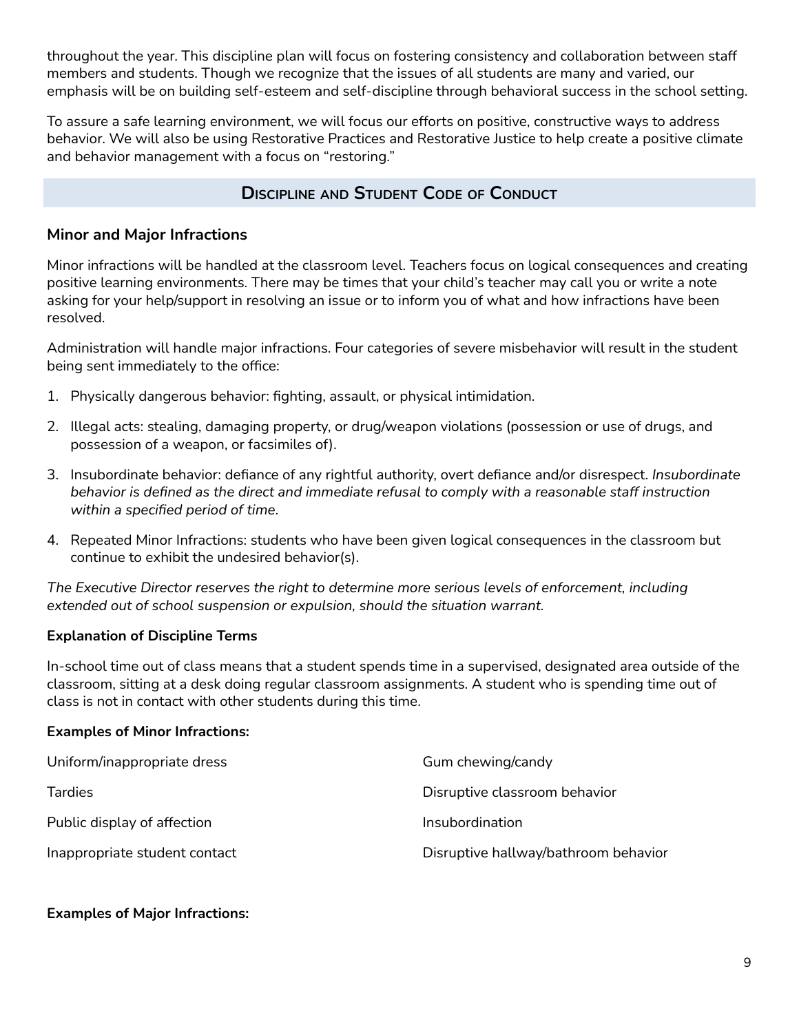throughout the year. This discipline plan will focus on fostering consistency and collaboration between staff members and students. Though we recognize that the issues of all students are many and varied, our emphasis will be on building self-esteem and self-discipline through behavioral success in the school setting.

To assure a safe learning environment, we will focus our efforts on positive, constructive ways to address behavior. We will also be using Restorative Practices and Restorative Justice to help create a positive climate and behavior management with a focus on "restoring."

## Discipline and Student Code of Conduct

### Minor and Major Infractions

Minor infractions will be handled at the classroom level. Teachers focus on logical consequences and creating positive learning environments. There may be times that your child's teacher may call you or write a note asking for your help/support in resolving an issue or to inform you of what and how infractions have been resolved.

Administration will handle major infractions. Four categories of severe misbehavior will result in the student being sent immediately to the office:

1. Physically dangerous behavior: fighting, assault, or physical intimidation.
2. Illegal acts: stealing, damaging property, or drug/weapon violations (possession or use of drugs, and possession of a weapon, or facsimiles of).
3. Insubordinate behavior: defiance of any rightful authority, overt defiance and/or disrespect. *Insubordinate behavior is defined as the direct and immediate refusal to comply with a reasonable staff instruction within a specified period of time.*
4. Repeated Minor Infractions: students who have been given logical consequences in the classroom but continue to exhibit the undesired behavior(s).

*The Executive Director reserves the right to determine more serious levels of enforcement, including extended out of school suspension or expulsion, should the situation warrant.*

**Explanation of Discipline Terms**

In-school time out of class means that a student spends time in a supervised, designated area outside of the classroom, sitting at a desk doing regular classroom assignments. A student who is spending time out of class is not in contact with other students during this time.

**Examples of Minor Infractions:**

| | |
|---|---|
| Uniform/inappropriate dress | Gum chewing/candy |
| Tardies | Disruptive classroom behavior |
| Public display of affection | Insubordination |
| Inappropriate student contact | Disruptive hallway/bathroom behavior |

**Examples of Major Infractions:**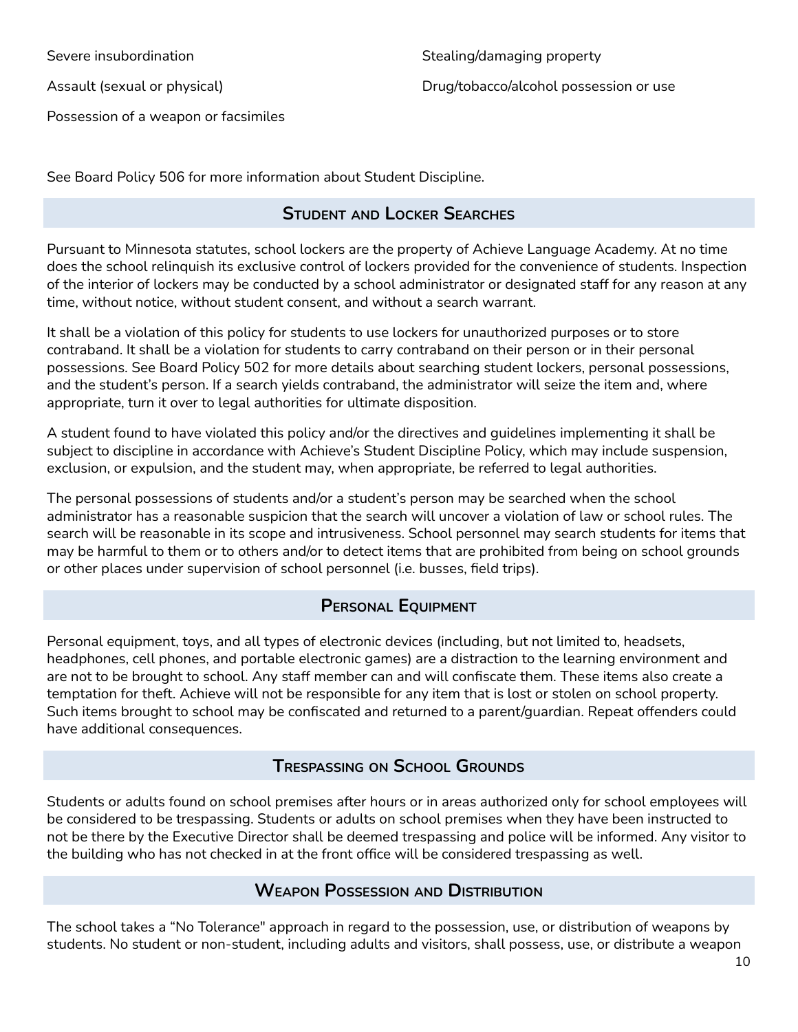- Severe insubordination
- Assault (sexual or physical)
- Possession of a weapon or facsimiles
- Stealing/damaging property
- Drug/tobacco/alcohol possession or use

See Board Policy 506 for more information about Student Discipline.

## Student and Locker Searches

Pursuant to Minnesota statutes, school lockers are the property of Achieve Language Academy. At no time does the school relinquish its exclusive control of lockers provided for the convenience of students. Inspection of the interior of lockers may be conducted by a school administrator or designated staff for any reason at any time, without notice, without student consent, and without a search warrant.

It shall be a violation of this policy for students to use lockers for unauthorized purposes or to store contraband. It shall be a violation for students to carry contraband on their person or in their personal possessions. See Board Policy 502 for more details about searching student lockers, personal possessions, and the student's person. If a search yields contraband, the administrator will seize the item and, where appropriate, turn it over to legal authorities for ultimate disposition.

A student found to have violated this policy and/or the directives and guidelines implementing it shall be subject to discipline in accordance with Achieve's Student Discipline Policy, which may include suspension, exclusion, or expulsion, and the student may, when appropriate, be referred to legal authorities.

The personal possessions of students and/or a student's person may be searched when the school administrator has a reasonable suspicion that the search will uncover a violation of law or school rules. The search will be reasonable in its scope and intrusiveness. School personnel may search students for items that may be harmful to them or to others and/or to detect items that are prohibited from being on school grounds or other places under supervision of school personnel (i.e. busses, field trips).

## Personal Equipment

Personal equipment, toys, and all types of electronic devices (including, but not limited to, headsets, headphones, cell phones, and portable electronic games) are a distraction to the learning environment and are not to be brought to school. Any staff member can and will confiscate them. These items also create a temptation for theft. Achieve will not be responsible for any item that is lost or stolen on school property. Such items brought to school may be confiscated and returned to a parent/guardian. Repeat offenders could have additional consequences.

## Trespassing on School Grounds

Students or adults found on school premises after hours or in areas authorized only for school employees will be considered to be trespassing. Students or adults on school premises when they have been instructed to not be there by the Executive Director shall be deemed trespassing and police will be informed. Any visitor to the building who has not checked in at the front office will be considered trespassing as well.

## Weapon Possession and Distribution

The school takes a "No Tolerance" approach in regard to the possession, use, or distribution of weapons by students. No student or non-student, including adults and visitors, shall possess, use, or distribute a weapon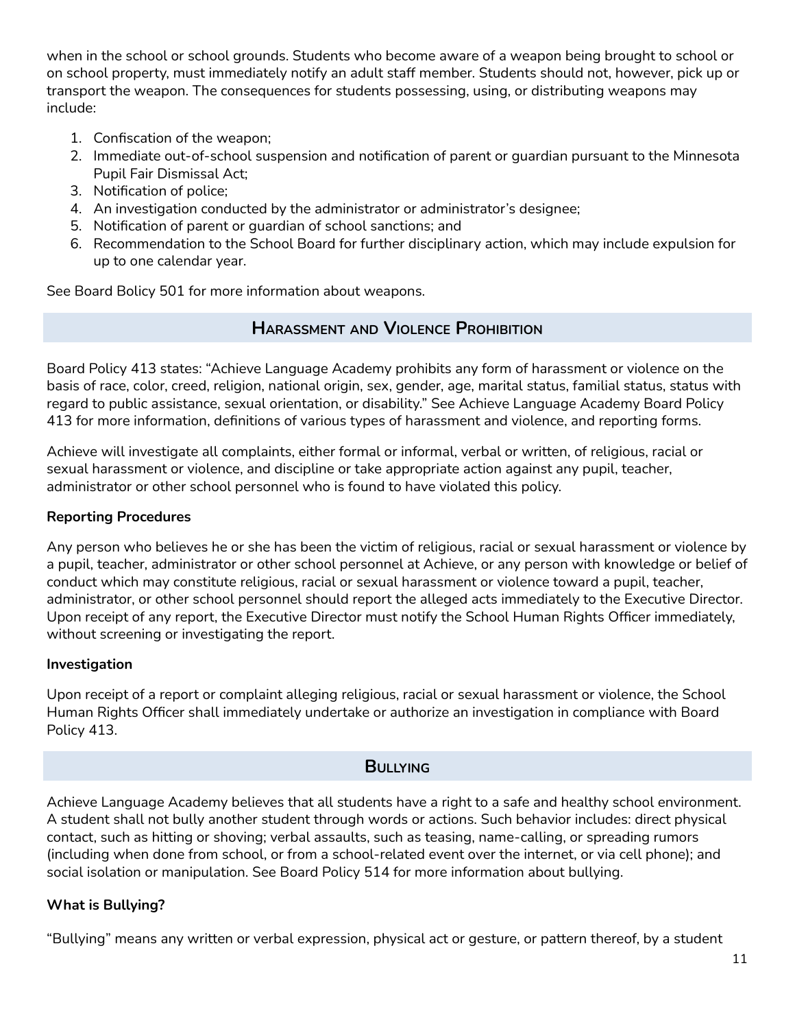when in the school or school grounds. Students who become aware of a weapon being brought to school or on school property, must immediately notify an adult staff member. Students should not, however, pick up or transport the weapon. The consequences for students possessing, using, or distributing weapons may include:

1. Confiscation of the weapon;
2. Immediate out-of-school suspension and notification of parent or guardian pursuant to the Minnesota Pupil Fair Dismissal Act;
3. Notification of police;
4. An investigation conducted by the administrator or administrator's designee;
5. Notification of parent or guardian of school sanctions; and
6. Recommendation to the School Board for further disciplinary action, which may include expulsion for up to one calendar year.

See Board Bolicy 501 for more information about weapons.

## Harassment and Violence Prohibition

Board Policy 413 states: "Achieve Language Academy prohibits any form of harassment or violence on the basis of race, color, creed, religion, national origin, sex, gender, age, marital status, familial status, status with regard to public assistance, sexual orientation, or disability." See Achieve Language Academy Board Policy 413 for more information, definitions of various types of harassment and violence, and reporting forms.

Achieve will investigate all complaints, either formal or informal, verbal or written, of religious, racial or sexual harassment or violence, and discipline or take appropriate action against any pupil, teacher, administrator or other school personnel who is found to have violated this policy.

**Reporting Procedures**

Any person who believes he or she has been the victim of religious, racial or sexual harassment or violence by a pupil, teacher, administrator or other school personnel at Achieve, or any person with knowledge or belief of conduct which may constitute religious, racial or sexual harassment or violence toward a pupil, teacher, administrator, or other school personnel should report the alleged acts immediately to the Executive Director. Upon receipt of any report, the Executive Director must notify the School Human Rights Officer immediately, without screening or investigating the report.

**Investigation**

Upon receipt of a report or complaint alleging religious, racial or sexual harassment or violence, the School Human Rights Officer shall immediately undertake or authorize an investigation in compliance with Board Policy 413.

## Bullying

Achieve Language Academy believes that all students have a right to a safe and healthy school environment. A student shall not bully another student through words or actions. Such behavior includes: direct physical contact, such as hitting or shoving; verbal assaults, such as teasing, name-calling, or spreading rumors (including when done from school, or from a school-related event over the internet, or via cell phone); and social isolation or manipulation. See Board Policy 514 for more information about bullying.

**What is Bullying?**

"Bullying" means any written or verbal expression, physical act or gesture, or pattern thereof, by a student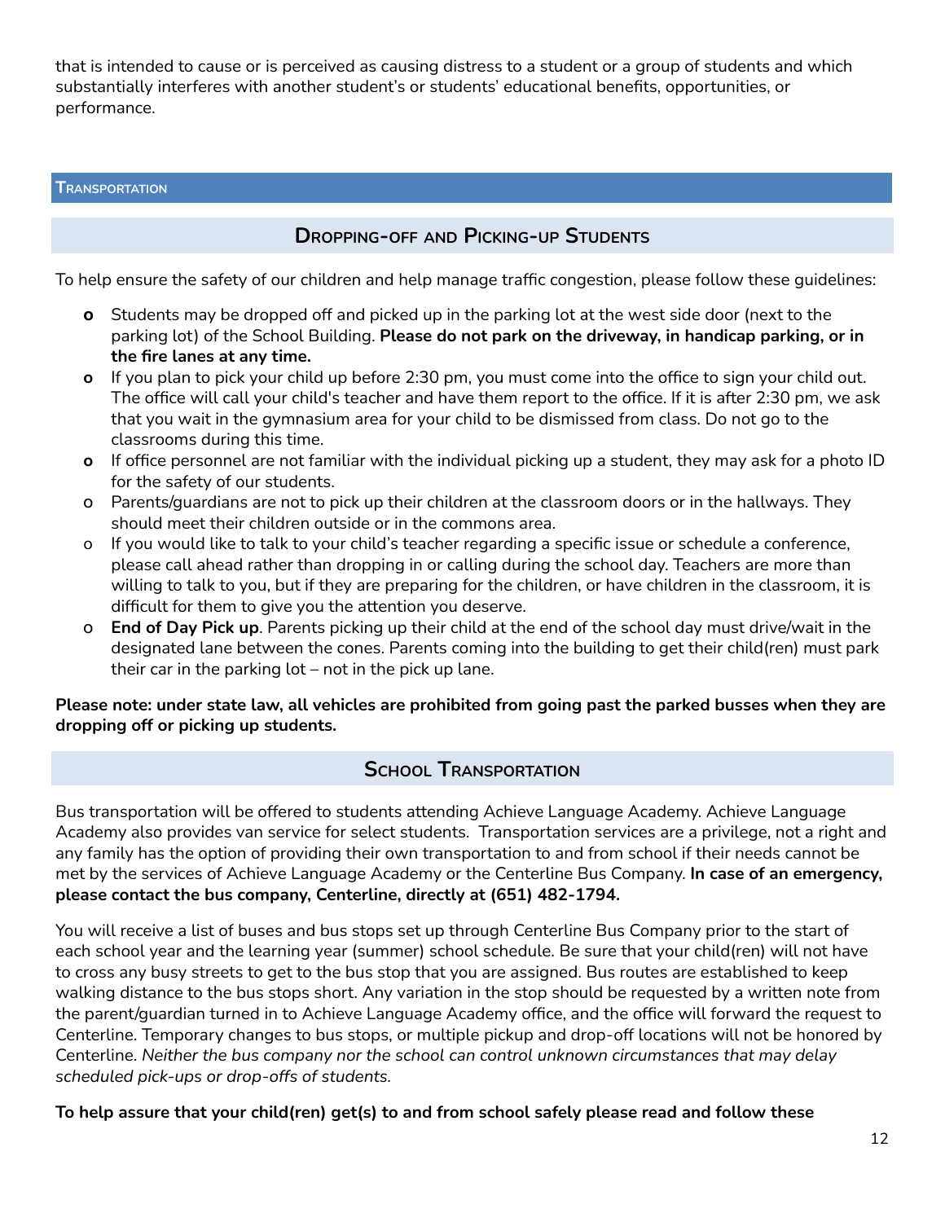that is intended to cause or is perceived as causing distress to a student or a group of students and which substantially interferes with another student's or students' educational benefits, opportunities, or performance.

## Transportation

### Dropping-off and Picking-up Students

To help ensure the safety of our children and help manage traffic congestion, please follow these guidelines:

- Students may be dropped off and picked up in the parking lot at the west side door (next to the parking lot) of the School Building. **Please do not park on the driveway, in handicap parking, or in the fire lanes at any time.**
- If you plan to pick your child up before 2:30 pm, you must come into the office to sign your child out. The office will call your child's teacher and have them report to the office. If it is after 2:30 pm, we ask that you wait in the gymnasium area for your child to be dismissed from class. Do not go to the classrooms during this time.
- If office personnel are not familiar with the individual picking up a student, they may ask for a photo ID for the safety of our students.
- Parents/guardians are not to pick up their children at the classroom doors or in the hallways. They should meet their children outside or in the commons area.
- If you would like to talk to your child's teacher regarding a specific issue or schedule a conference, please call ahead rather than dropping in or calling during the school day. Teachers are more than willing to talk to you, but if they are preparing for the children, or have children in the classroom, it is difficult for them to give you the attention you deserve.
- **End of Day Pick up**. Parents picking up their child at the end of the school day must drive/wait in the designated lane between the cones. Parents coming into the building to get their child(ren) must park their car in the parking lot – not in the pick up lane.

**Please note: under state law, all vehicles are prohibited from going past the parked busses when they are dropping off or picking up students.**

### School Transportation

Bus transportation will be offered to students attending Achieve Language Academy. Achieve Language Academy also provides van service for select students. Transportation services are a privilege, not a right and any family has the option of providing their own transportation to and from school if their needs cannot be met by the services of Achieve Language Academy or the Centerline Bus Company. **In case of an emergency, please contact the bus company, Centerline, directly at (651) 482-1794.**

You will receive a list of buses and bus stops set up through Centerline Bus Company prior to the start of each school year and the learning year (summer) school schedule. Be sure that your child(ren) will not have to cross any busy streets to get to the bus stop that you are assigned. Bus routes are established to keep walking distance to the bus stops short. Any variation in the stop should be requested by a written note from the parent/guardian turned in to Achieve Language Academy office, and the office will forward the request to Centerline. Temporary changes to bus stops, or multiple pickup and drop-off locations will not be honored by Centerline. *Neither the bus company nor the school can control unknown circumstances that may delay scheduled pick-ups or drop-offs of students.*

**To help assure that your child(ren) get(s) to and from school safely please read and follow these**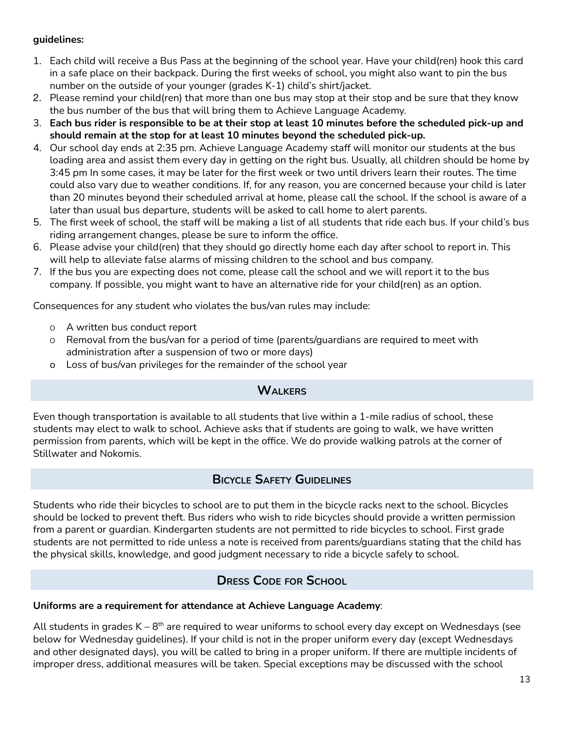**guidelines:**

1. Each child will receive a Bus Pass at the beginning of the school year. Have your child(ren) hook this card in a safe place on their backpack. During the first weeks of school, you might also want to pin the bus number on the outside of your younger (grades K-1) child's shirt/jacket.
2. Please remind your child(ren) that more than one bus may stop at their stop and be sure that they know the bus number of the bus that will bring them to Achieve Language Academy.
3. **Each bus rider is responsible to be at their stop at least 10 minutes before the scheduled pick-up and should remain at the stop for at least 10 minutes beyond the scheduled pick-up.**
4. Our school day ends at 2:35 pm. Achieve Language Academy staff will monitor our students at the bus loading area and assist them every day in getting on the right bus. Usually, all children should be home by 3:45 pm In some cases, it may be later for the first week or two until drivers learn their routes. The time could also vary due to weather conditions. If, for any reason, you are concerned because your child is later than 20 minutes beyond their scheduled arrival at home, please call the school. If the school is aware of a later than usual bus departure, students will be asked to call home to alert parents.
5. The first week of school, the staff will be making a list of all students that ride each bus. If your child's bus riding arrangement changes, please be sure to inform the office.
6. Please advise your child(ren) that they should go directly home each day after school to report in. This will help to alleviate false alarms of missing children to the school and bus company.
7. If the bus you are expecting does not come, please call the school and we will report it to the bus company. If possible, you might want to have an alternative ride for your child(ren) as an option.

Consequences for any student who violates the bus/van rules may include:

- A written bus conduct report
- Removal from the bus/van for a period of time (parents/guardians are required to meet with administration after a suspension of two or more days)
- Loss of bus/van privileges for the remainder of the school year

## Walkers

Even though transportation is available to all students that live within a 1-mile radius of school, these students may elect to walk to school. Achieve asks that if students are going to walk, we have written permission from parents, which will be kept in the office. We do provide walking patrols at the corner of Stillwater and Nokomis.

## Bicycle Safety Guidelines

Students who ride their bicycles to school are to put them in the bicycle racks next to the school. Bicycles should be locked to prevent theft. Bus riders who wish to ride bicycles should provide a written permission from a parent or guardian. Kindergarten students are not permitted to ride bicycles to school. First grade students are not permitted to ride unless a note is received from parents/guardians stating that the child has the physical skills, knowledge, and good judgment necessary to ride a bicycle safely to school.

## Dress Code for School

**Uniforms are a requirement for attendance at Achieve Language Academy**:

All students in grades K – 8th are required to wear uniforms to school every day except on Wednesdays (see below for Wednesday guidelines). If your child is not in the proper uniform every day (except Wednesdays and other designated days), you will be called to bring in a proper uniform. If there are multiple incidents of improper dress, additional measures will be taken. Special exceptions may be discussed with the school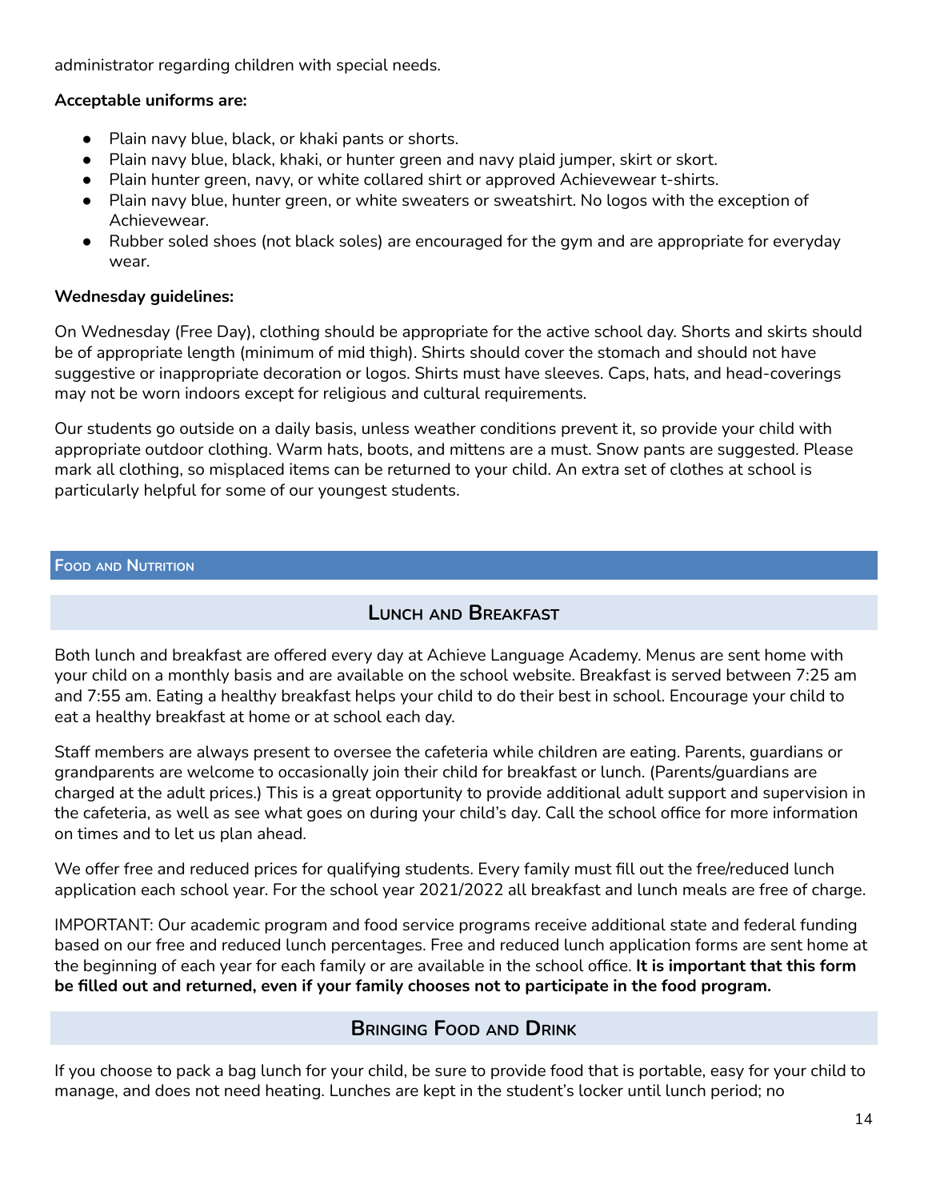administrator regarding children with special needs.

**Acceptable uniforms are:**

- Plain navy blue, black, or khaki pants or shorts.
- Plain navy blue, black, khaki, or hunter green and navy plaid jumper, skirt or skort.
- Plain hunter green, navy, or white collared shirt or approved Achievewear t-shirts.
- Plain navy blue, hunter green, or white sweaters or sweatshirt. No logos with the exception of Achievewear.
- Rubber soled shoes (not black soles) are encouraged for the gym and are appropriate for everyday wear.

**Wednesday guidelines:**

On Wednesday (Free Day), clothing should be appropriate for the active school day. Shorts and skirts should be of appropriate length (minimum of mid thigh). Shirts should cover the stomach and should not have suggestive or inappropriate decoration or logos. Shirts must have sleeves. Caps, hats, and head-coverings may not be worn indoors except for religious and cultural requirements.

Our students go outside on a daily basis, unless weather conditions prevent it, so provide your child with appropriate outdoor clothing. Warm hats, boots, and mittens are a must. Snow pants are suggested. Please mark all clothing, so misplaced items can be returned to your child. An extra set of clothes at school is particularly helpful for some of our youngest students.

## Food and Nutrition

### Lunch and Breakfast

Both lunch and breakfast are offered every day at Achieve Language Academy. Menus are sent home with your child on a monthly basis and are available on the school website. Breakfast is served between 7:25 am and 7:55 am. Eating a healthy breakfast helps your child to do their best in school. Encourage your child to eat a healthy breakfast at home or at school each day.

Staff members are always present to oversee the cafeteria while children are eating. Parents, guardians or grandparents are welcome to occasionally join their child for breakfast or lunch. (Parents/guardians are charged at the adult prices.) This is a great opportunity to provide additional adult support and supervision in the cafeteria, as well as see what goes on during your child's day. Call the school office for more information on times and to let us plan ahead.

We offer free and reduced prices for qualifying students. Every family must fill out the free/reduced lunch application each school year. For the school year 2021/2022 all breakfast and lunch meals are free of charge.

IMPORTANT: Our academic program and food service programs receive additional state and federal funding based on our free and reduced lunch percentages. Free and reduced lunch application forms are sent home at the beginning of each year for each family or are available in the school office. **It is important that this form be filled out and returned, even if your family chooses not to participate in the food program.**

### Bringing Food and Drink

If you choose to pack a bag lunch for your child, be sure to provide food that is portable, easy for your child to manage, and does not need heating. Lunches are kept in the student's locker until lunch period; no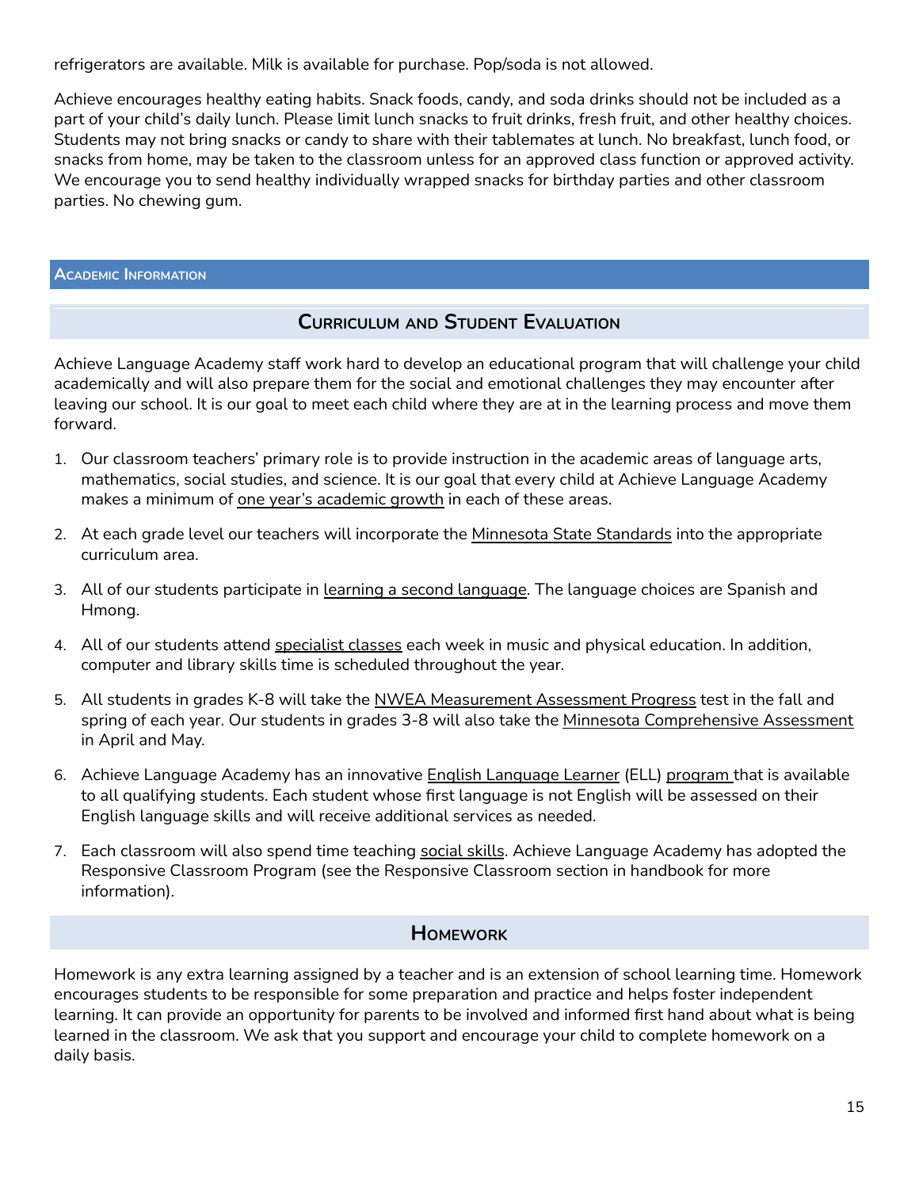refrigerators are available. Milk is available for purchase. Pop/soda is not allowed.

Achieve encourages healthy eating habits. Snack foods, candy, and soda drinks should not be included as a part of your child's daily lunch. Please limit lunch snacks to fruit drinks, fresh fruit, and other healthy choices. Students may not bring snacks or candy to share with their tablemates at lunch. No breakfast, lunch food, or snacks from home, may be taken to the classroom unless for an approved class function or approved activity. We encourage you to send healthy individually wrapped snacks for birthday parties and other classroom parties. No chewing gum.

## Academic Information

### Curriculum and Student Evaluation

Achieve Language Academy staff work hard to develop an educational program that will challenge your child academically and will also prepare them for the social and emotional challenges they may encounter after leaving our school. It is our goal to meet each child where they are at in the learning process and move them forward.

1. Our classroom teachers' primary role is to provide instruction in the academic areas of language arts, mathematics, social studies, and science. It is our goal that every child at Achieve Language Academy makes a minimum of one year's academic growth in each of these areas.
2. At each grade level our teachers will incorporate the Minnesota State Standards into the appropriate curriculum area.
3. All of our students participate in learning a second language. The language choices are Spanish and Hmong.
4. All of our students attend specialist classes each week in music and physical education. In addition, computer and library skills time is scheduled throughout the year.
5. All students in grades K-8 will take the NWEA Measurement Assessment Progress test in the fall and spring of each year. Our students in grades 3-8 will also take the Minnesota Comprehensive Assessment in April and May.
6. Achieve Language Academy has an innovative English Language Learner (ELL) program that is available to all qualifying students. Each student whose first language is not English will be assessed on their English language skills and will receive additional services as needed.
7. Each classroom will also spend time teaching social skills. Achieve Language Academy has adopted the Responsive Classroom Program (see the Responsive Classroom section in handbook for more information).

### Homework

Homework is any extra learning assigned by a teacher and is an extension of school learning time. Homework encourages students to be responsible for some preparation and practice and helps foster independent learning. It can provide an opportunity for parents to be involved and informed first hand about what is being learned in the classroom. We ask that you support and encourage your child to complete homework on a daily basis.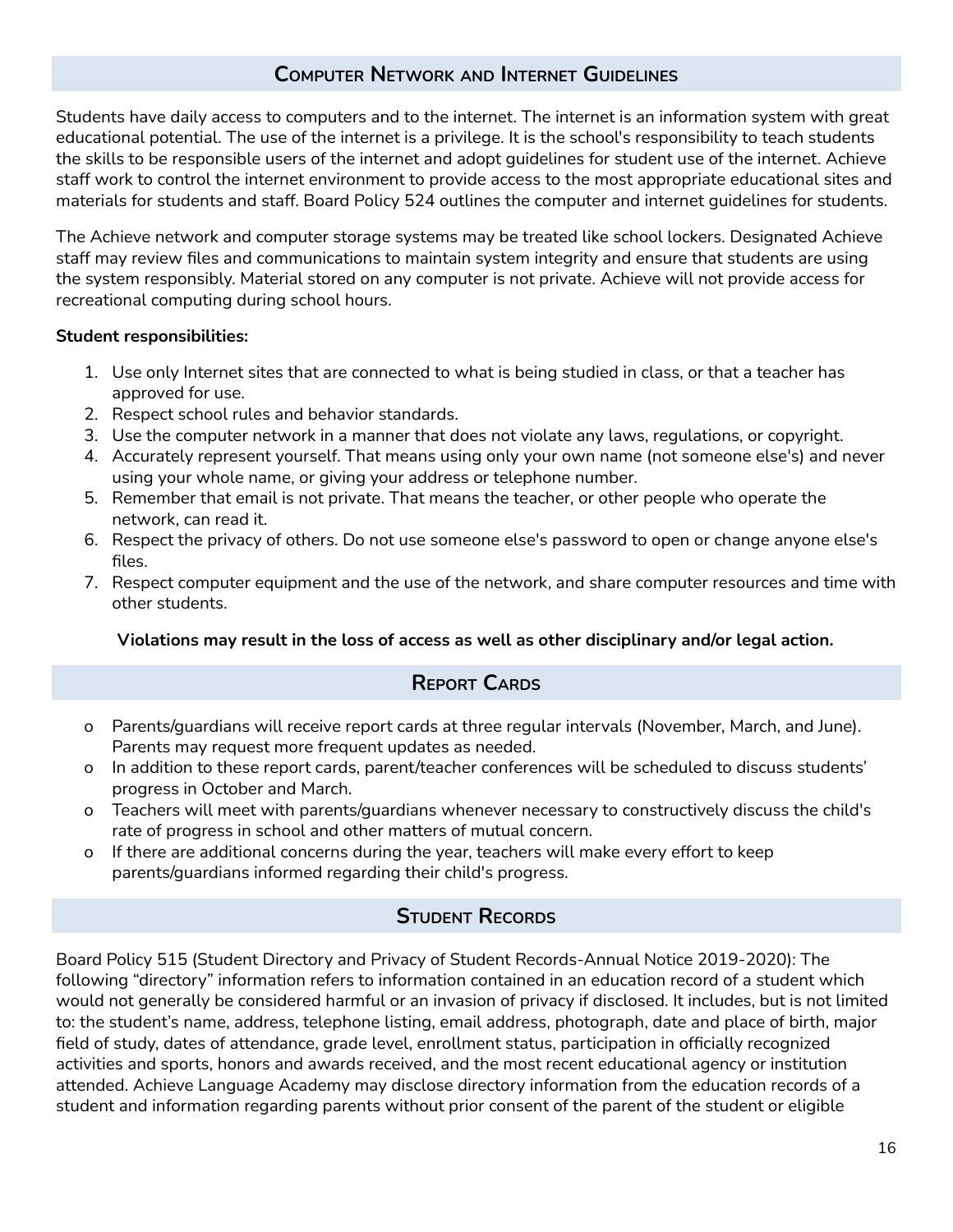## Computer Network and Internet Guidelines

Students have daily access to computers and to the internet. The internet is an information system with great educational potential. The use of the internet is a privilege. It is the school's responsibility to teach students the skills to be responsible users of the internet and adopt guidelines for student use of the internet. Achieve staff work to control the internet environment to provide access to the most appropriate educational sites and materials for students and staff. Board Policy 524 outlines the computer and internet guidelines for students.

The Achieve network and computer storage systems may be treated like school lockers. Designated Achieve staff may review files and communications to maintain system integrity and ensure that students are using the system responsibly. Material stored on any computer is not private. Achieve will not provide access for recreational computing during school hours.

**Student responsibilities:**

1. Use only Internet sites that are connected to what is being studied in class, or that a teacher has approved for use.
2. Respect school rules and behavior standards.
3. Use the computer network in a manner that does not violate any laws, regulations, or copyright.
4. Accurately represent yourself. That means using only your own name (not someone else's) and never using your whole name, or giving your address or telephone number.
5. Remember that email is not private. That means the teacher, or other people who operate the network, can read it.
6. Respect the privacy of others. Do not use someone else's password to open or change anyone else's files.
7. Respect computer equipment and the use of the network, and share computer resources and time with other students.

**Violations may result in the loss of access as well as other disciplinary and/or legal action.**

## Report Cards

- Parents/guardians will receive report cards at three regular intervals (November, March, and June). Parents may request more frequent updates as needed.
- In addition to these report cards, parent/teacher conferences will be scheduled to discuss students' progress in October and March.
- Teachers will meet with parents/guardians whenever necessary to constructively discuss the child's rate of progress in school and other matters of mutual concern.
- If there are additional concerns during the year, teachers will make every effort to keep parents/guardians informed regarding their child's progress.

## Student Records

Board Policy 515 (Student Directory and Privacy of Student Records-Annual Notice 2019-2020): The following "directory" information refers to information contained in an education record of a student which would not generally be considered harmful or an invasion of privacy if disclosed. It includes, but is not limited to: the student's name, address, telephone listing, email address, photograph, date and place of birth, major field of study, dates of attendance, grade level, enrollment status, participation in officially recognized activities and sports, honors and awards received, and the most recent educational agency or institution attended. Achieve Language Academy may disclose directory information from the education records of a student and information regarding parents without prior consent of the parent of the student or eligible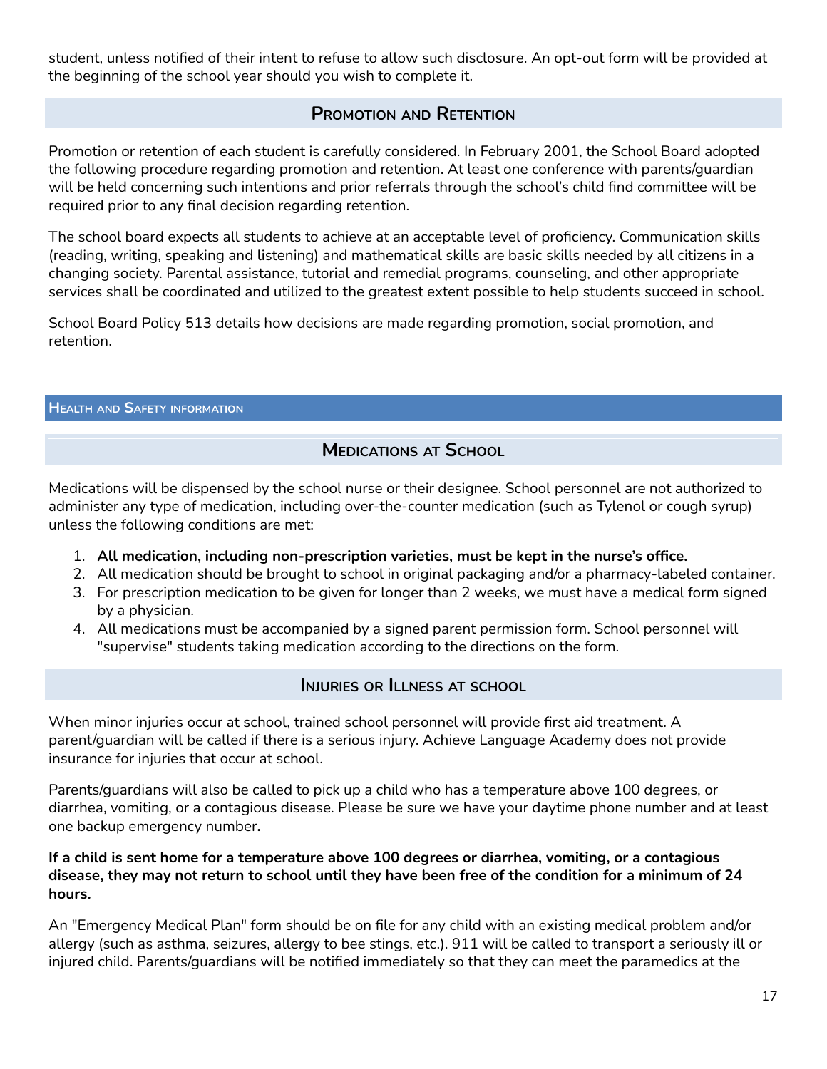student, unless notified of their intent to refuse to allow such disclosure. An opt-out form will be provided at the beginning of the school year should you wish to complete it.

## Promotion and Retention

Promotion or retention of each student is carefully considered. In February 2001, the School Board adopted the following procedure regarding promotion and retention. At least one conference with parents/guardian will be held concerning such intentions and prior referrals through the school's child find committee will be required prior to any final decision regarding retention.

The school board expects all students to achieve at an acceptable level of proficiency. Communication skills (reading, writing, speaking and listening) and mathematical skills are basic skills needed by all citizens in a changing society. Parental assistance, tutorial and remedial programs, counseling, and other appropriate services shall be coordinated and utilized to the greatest extent possible to help students succeed in school.

School Board Policy 513 details how decisions are made regarding promotion, social promotion, and retention.

# Health and Safety information

## Medications at School

Medications will be dispensed by the school nurse or their designee. School personnel are not authorized to administer any type of medication, including over-the-counter medication (such as Tylenol or cough syrup) unless the following conditions are met:

1. **All medication, including non-prescription varieties, must be kept in the nurse's office.**
2. All medication should be brought to school in original packaging and/or a pharmacy-labeled container.
3. For prescription medication to be given for longer than 2 weeks, we must have a medical form signed by a physician.
4. All medications must be accompanied by a signed parent permission form. School personnel will "supervise" students taking medication according to the directions on the form.

## Injuries or Illness at school

When minor injuries occur at school, trained school personnel will provide first aid treatment. A parent/guardian will be called if there is a serious injury. Achieve Language Academy does not provide insurance for injuries that occur at school.

Parents/guardians will also be called to pick up a child who has a temperature above 100 degrees, or diarrhea, vomiting, or a contagious disease. Please be sure we have your daytime phone number and at least one backup emergency number**.**

**If a child is sent home for a temperature above 100 degrees or diarrhea, vomiting, or a contagious disease, they may not return to school until they have been free of the condition for a minimum of 24 hours.**

An "Emergency Medical Plan" form should be on file for any child with an existing medical problem and/or allergy (such as asthma, seizures, allergy to bee stings, etc.). 911 will be called to transport a seriously ill or injured child. Parents/guardians will be notified immediately so that they can meet the paramedics at the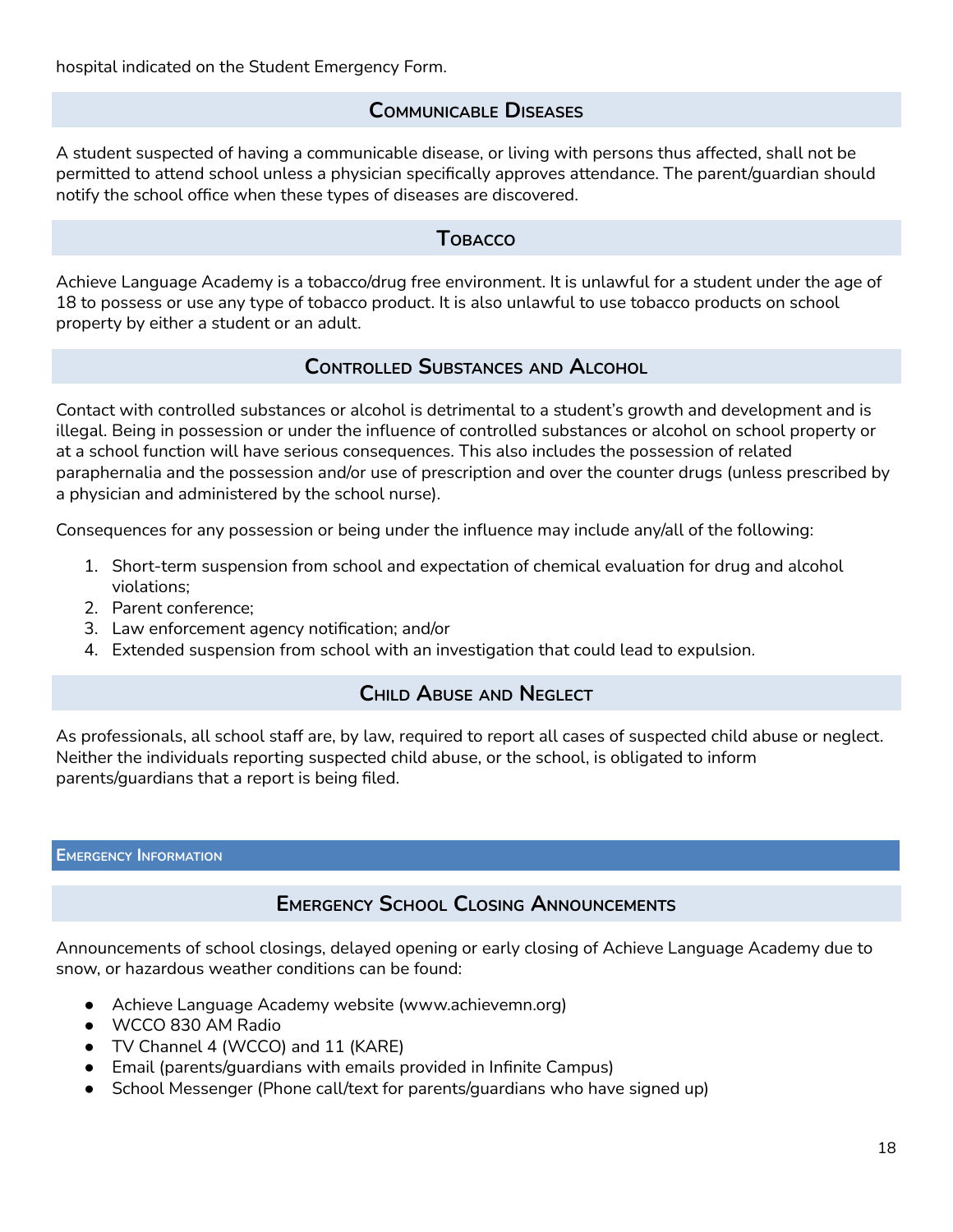hospital indicated on the Student Emergency Form.

### Communicable Diseases

A student suspected of having a communicable disease, or living with persons thus affected, shall not be permitted to attend school unless a physician specifically approves attendance. The parent/guardian should notify the school office when these types of diseases are discovered.

### Tobacco

Achieve Language Academy is a tobacco/drug free environment. It is unlawful for a student under the age of 18 to possess or use any type of tobacco product. It is also unlawful to use tobacco products on school property by either a student or an adult.

### Controlled Substances and Alcohol

Contact with controlled substances or alcohol is detrimental to a student's growth and development and is illegal. Being in possession or under the influence of controlled substances or alcohol on school property or at a school function will have serious consequences. This also includes the possession of related paraphernalia and the possession and/or use of prescription and over the counter drugs (unless prescribed by a physician and administered by the school nurse).

Consequences for any possession or being under the influence may include any/all of the following:

1. Short-term suspension from school and expectation of chemical evaluation for drug and alcohol violations;
2. Parent conference;
3. Law enforcement agency notification; and/or
4. Extended suspension from school with an investigation that could lead to expulsion.

### Child Abuse and Neglect

As professionals, all school staff are, by law, required to report all cases of suspected child abuse or neglect. Neither the individuals reporting suspected child abuse, or the school, is obligated to inform parents/guardians that a report is being filed.

## Emergency Information

### Emergency School Closing Announcements

Announcements of school closings, delayed opening or early closing of Achieve Language Academy due to snow, or hazardous weather conditions can be found:

- Achieve Language Academy website (www.achievemn.org)
- WCCO 830 AM Radio
- TV Channel 4 (WCCO) and 11 (KARE)
- Email (parents/guardians with emails provided in Infinite Campus)
- School Messenger (Phone call/text for parents/guardians who have signed up)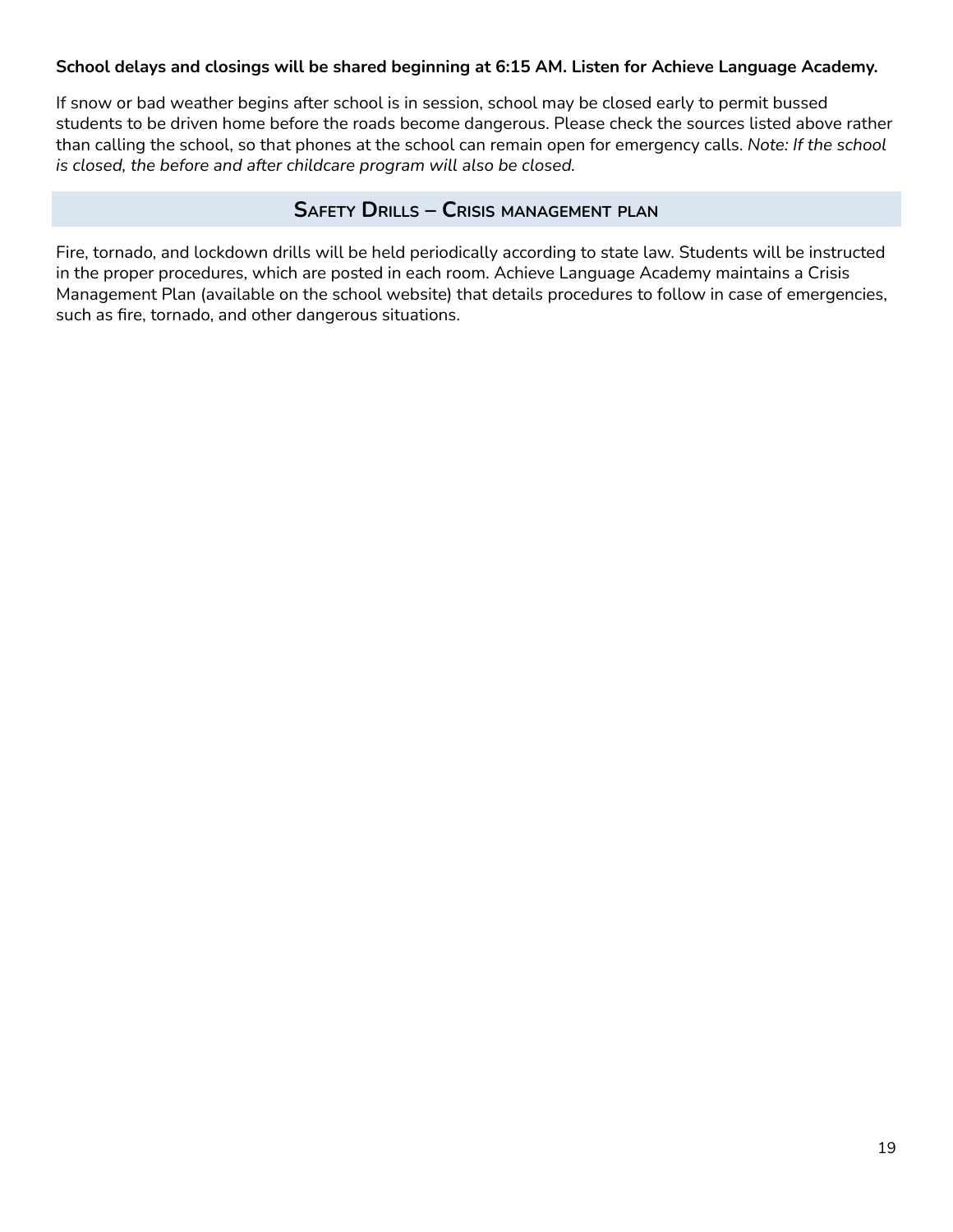**School delays and closings will be shared beginning at 6:15 AM. Listen for Achieve Language Academy.**

If snow or bad weather begins after school is in session, school may be closed early to permit bussed students to be driven home before the roads become dangerous. Please check the sources listed above rather than calling the school, so that phones at the school can remain open for emergency calls. *Note: If the school is closed, the before and after childcare program will also be closed.*

## Safety Drills – Crisis management plan

Fire, tornado, and lockdown drills will be held periodically according to state law. Students will be instructed in the proper procedures, which are posted in each room. Achieve Language Academy maintains a Crisis Management Plan (available on the school website) that details procedures to follow in case of emergencies, such as fire, tornado, and other dangerous situations.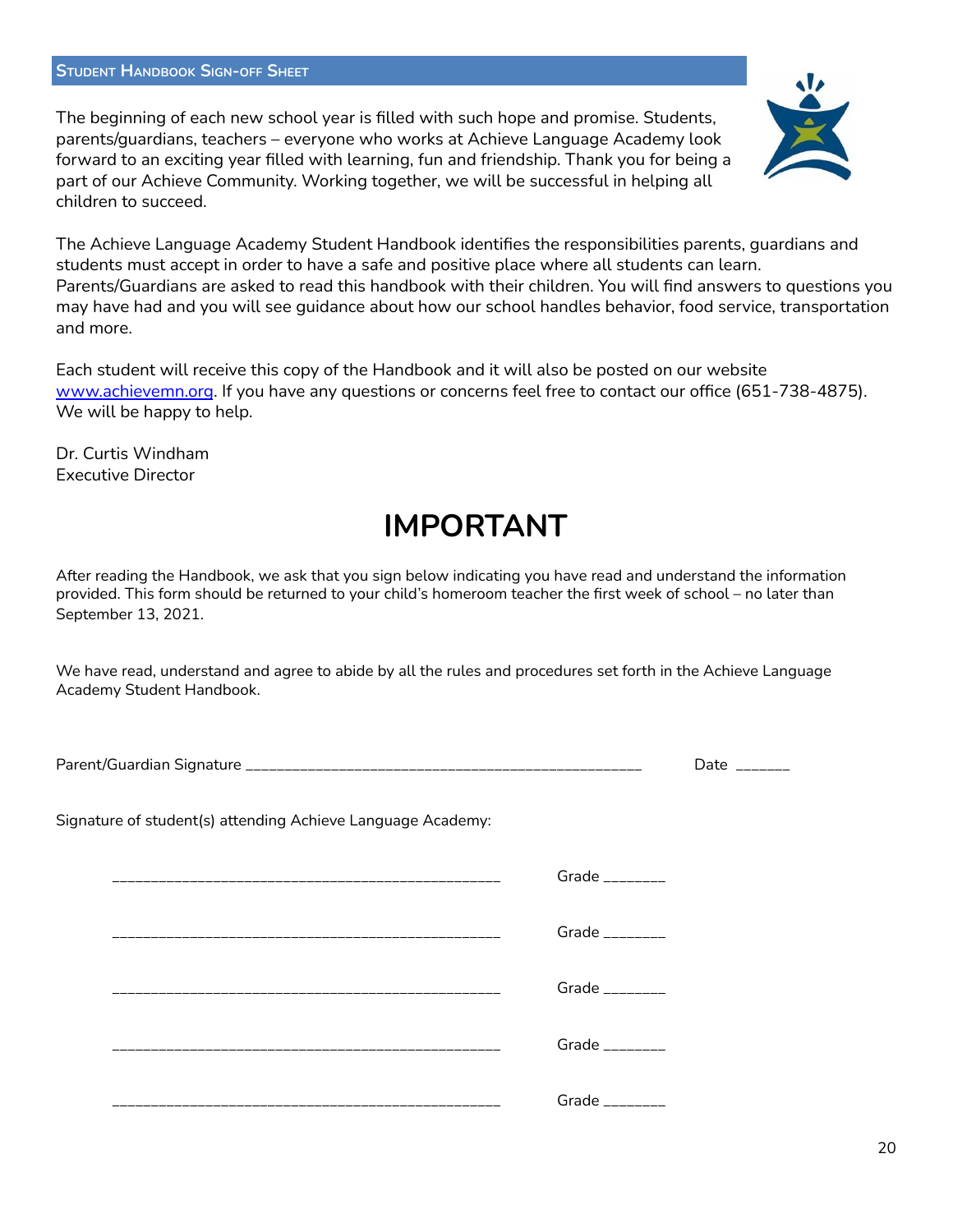## Student Handbook Sign-off Sheet

The beginning of each new school year is filled with such hope and promise. Students, parents/guardians, teachers – everyone who works at Achieve Language Academy look forward to an exciting year filled with learning, fun and friendship. Thank you for being a part of our Achieve Community. Working together, we will be successful in helping all children to succeed.

The Achieve Language Academy Student Handbook identifies the responsibilities parents, guardians and students must accept in order to have a safe and positive place where all students can learn. Parents/Guardians are asked to read this handbook with their children. You will find answers to questions you may have had and you will see guidance about how our school handles behavior, food service, transportation and more.

Each student will receive this copy of the Handbook and it will also be posted on our website [www.achievemn.org](http://www.achievemn.org). If you have any questions or concerns feel free to contact our office (651-738-4875). We will be happy to help.

Dr. Curtis Windham
Executive Director

# IMPORTANT

After reading the Handbook, we ask that you sign below indicating you have read and understand the information provided. This form should be returned to your child's homeroom teacher the first week of school – no later than September 13, 2021.

We have read, understand and agree to abide by all the rules and procedures set forth in the Achieve Language Academy Student Handbook.

Parent/Guardian Signature ________________________________________________ Date ______

Signature of student(s) attending Achieve Language Academy:

________________________________________________ Grade _______

________________________________________________ Grade _______

________________________________________________ Grade _______

________________________________________________ Grade _______

________________________________________________ Grade _______